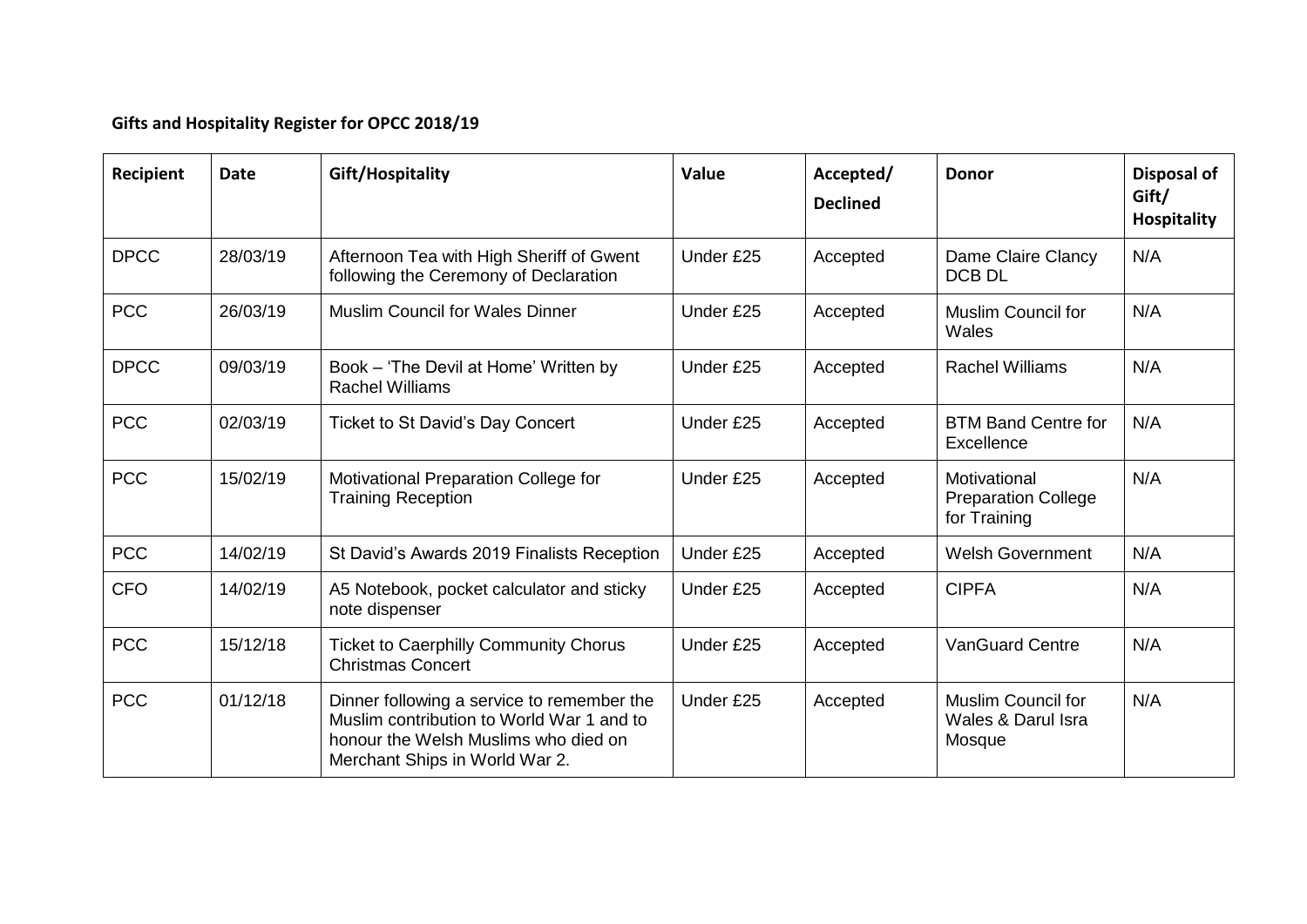**Gifts and Hospitality Register for OPCC 2018/19**

| Recipient | Date | Gift/Hospitality | Value | Accepted/ Declined | Donor | Disposal of Gift/ Hospitality |
|---|---|---|---|---|---|---|
| DPCC | 28/03/19 | Afternoon Tea with High Sheriff of Gwent following the Ceremony of Declaration | Under £25 | Accepted | Dame Claire Clancy DCB DL | N/A |
| PCC | 26/03/19 | Muslim Council for Wales Dinner | Under £25 | Accepted | Muslim Council for Wales | N/A |
| DPCC | 09/03/19 | Book – 'The Devil at Home' Written by Rachel Williams | Under £25 | Accepted | Rachel Williams | N/A |
| PCC | 02/03/19 | Ticket to St David's Day Concert | Under £25 | Accepted | BTM Band Centre for Excellence | N/A |
| PCC | 15/02/19 | Motivational Preparation College for Training Reception | Under £25 | Accepted | Motivational Preparation College for Training | N/A |
| PCC | 14/02/19 | St David's Awards 2019 Finalists Reception | Under £25 | Accepted | Welsh Government | N/A |
| CFO | 14/02/19 | A5 Notebook, pocket calculator and sticky note dispenser | Under £25 | Accepted | CIPFA | N/A |
| PCC | 15/12/18 | Ticket to Caerphilly Community Chorus Christmas Concert | Under £25 | Accepted | VanGuard Centre | N/A |
| PCC | 01/12/18 | Dinner following a service to remember the Muslim contribution to World War 1 and to honour the Welsh Muslims who died on Merchant Ships in World War 2. | Under £25 | Accepted | Muslim Council for Wales & Darul Isra Mosque | N/A |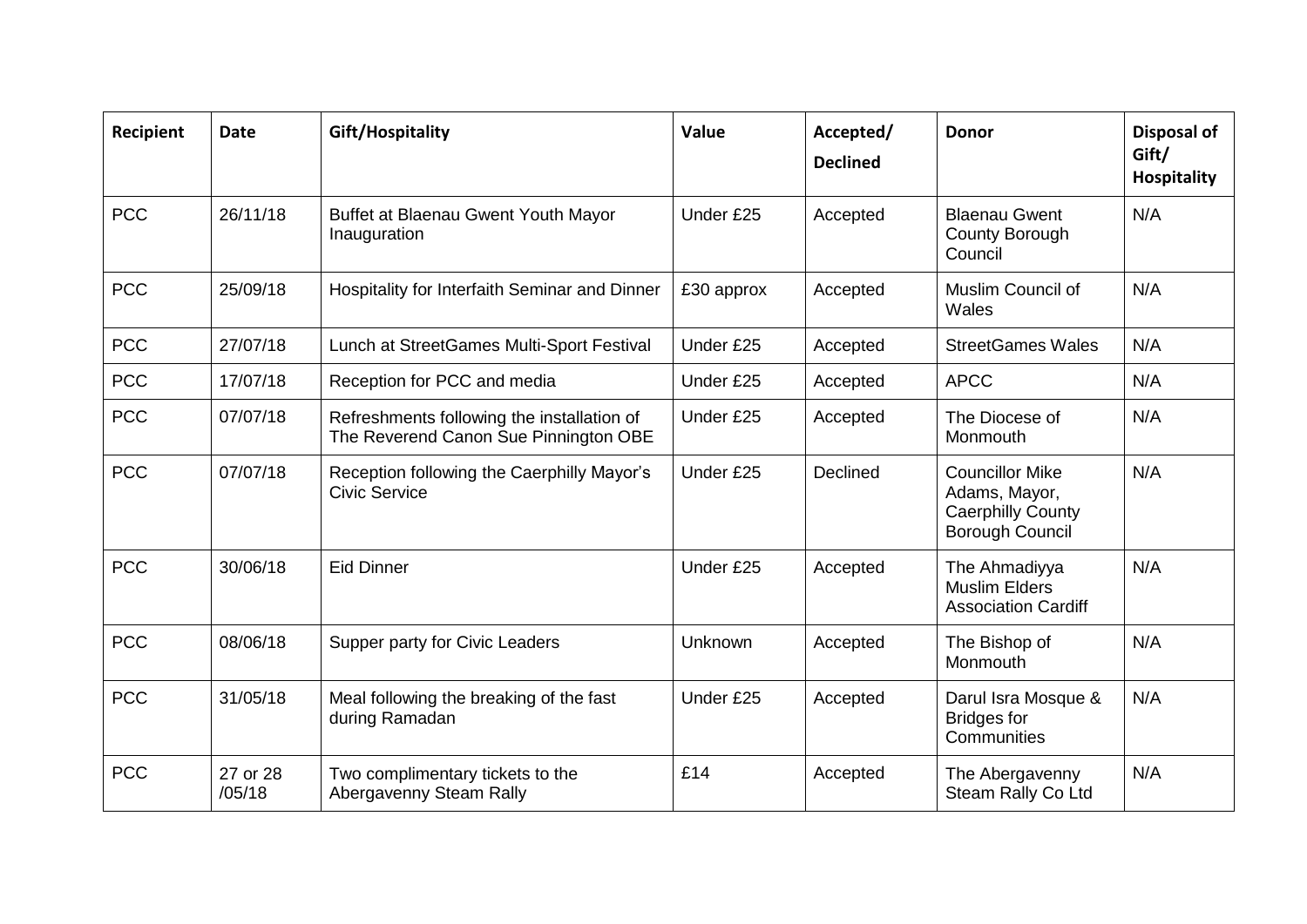| Recipient | Date | Gift/Hospitality | Value | Accepted/ Declined | Donor | Disposal of Gift/ Hospitality |
|---|---|---|---|---|---|---|
| PCC | 26/11/18 | Buffet at Blaenau Gwent Youth Mayor Inauguration | Under £25 | Accepted | Blaenau Gwent County Borough Council | N/A |
| PCC | 25/09/18 | Hospitality for Interfaith Seminar and Dinner | £30 approx | Accepted | Muslim Council of Wales | N/A |
| PCC | 27/07/18 | Lunch at StreetGames Multi-Sport Festival | Under £25 | Accepted | StreetGames Wales | N/A |
| PCC | 17/07/18 | Reception for PCC and media | Under £25 | Accepted | APCC | N/A |
| PCC | 07/07/18 | Refreshments following the installation of The Reverend Canon Sue Pinnington OBE | Under £25 | Accepted | The Diocese of Monmouth | N/A |
| PCC | 07/07/18 | Reception following the Caerphilly Mayor's Civic Service | Under £25 | Declined | Councillor Mike Adams, Mayor, Caerphilly County Borough Council | N/A |
| PCC | 30/06/18 | Eid Dinner | Under £25 | Accepted | The Ahmadiyya Muslim Elders Association Cardiff | N/A |
| PCC | 08/06/18 | Supper party for Civic Leaders | Unknown | Accepted | The Bishop of Monmouth | N/A |
| PCC | 31/05/18 | Meal following the breaking of the fast during Ramadan | Under £25 | Accepted | Darul Isra Mosque & Bridges for Communities | N/A |
| PCC | 27 or 28 /05/18 | Two complimentary tickets to the Abergavenny Steam Rally | £14 | Accepted | The Abergavenny Steam Rally Co Ltd | N/A |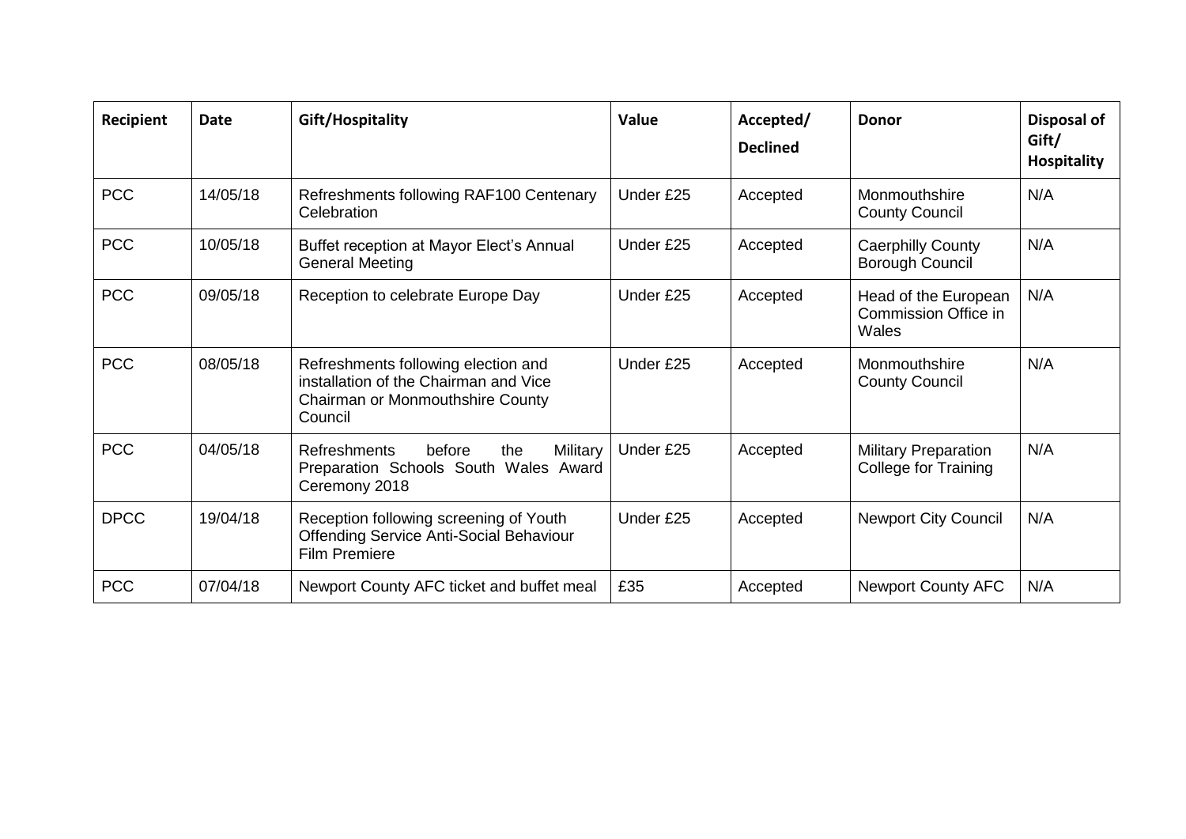| Recipient | Date | Gift/Hospitality | Value | Accepted/ Declined | Donor | Disposal of Gift/ Hospitality |
|---|---|---|---|---|---|---|
| PCC | 14/05/18 | Refreshments following RAF100 Centenary Celebration | Under £25 | Accepted | Monmouthshire County Council | N/A |
| PCC | 10/05/18 | Buffet reception at Mayor Elect's Annual General Meeting | Under £25 | Accepted | Caerphilly County Borough Council | N/A |
| PCC | 09/05/18 | Reception to celebrate Europe Day | Under £25 | Accepted | Head of the European Commission Office in Wales | N/A |
| PCC | 08/05/18 | Refreshments following election and installation of the Chairman and Vice Chairman or Monmouthshire County Council | Under £25 | Accepted | Monmouthshire County Council | N/A |
| PCC | 04/05/18 | Refreshments before the Military Preparation Schools South Wales Award Ceremony 2018 | Under £25 | Accepted | Military Preparation College for Training | N/A |
| DPCC | 19/04/18 | Reception following screening of Youth Offending Service Anti-Social Behaviour Film Premiere | Under £25 | Accepted | Newport City Council | N/A |
| PCC | 07/04/18 | Newport County AFC ticket and buffet meal | £35 | Accepted | Newport County AFC | N/A |